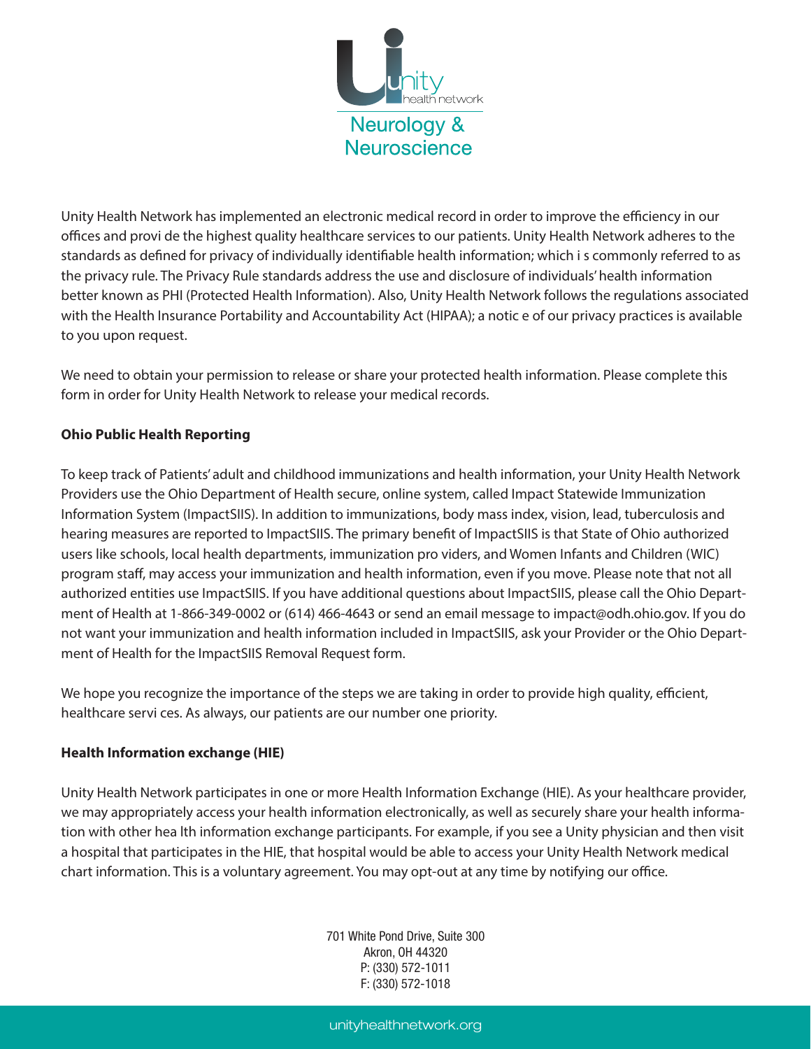Unity Health Network

Neurology & Neuroscience

Unity Health Network has implemented an electronic medical record in order to improve the efficiency in our offices and provi de the highest quality healthcare services to our patients. Unity Health Network adheres to the standards as defined for privacy of individually identifiable health information; which i s commonly referred to as the privacy rule. The Privacy Rule standards address the use and disclosure of individuals' health information better known as PHI (Protected Health Information). Also, Unity Health Network follows the regulations associated with the Health Insurance Portability and Accountability Act (HIPAA); a notic e of our privacy practices is available to you upon request.

We need to obtain your permission to release or share your protected health information. Please complete this form in order for Unity Health Network to release your medical records.

**Ohio Public Health Reporting**

To keep track of Patients' adult and childhood immunizations and health information, your Unity Health Network Providers use the Ohio Department of Health secure, online system, called Impact Statewide Immunization Information System (ImpactSIIS). In addition to immunizations, body mass index, vision, lead, tuberculosis and hearing measures are reported to ImpactSIIS. The primary benefit of ImpactSIIS is that State of Ohio authorized users like schools, local health departments, immunization pro viders, and Women Infants and Children (WIC) program staff, may access your immunization and health information, even if you move. Please note that not all authorized entities use ImpactSIIS. If you have additional questions about ImpactSIIS, please call the Ohio Department of Health at 1-866-349-0002 or (614) 466-4643 or send an email message to impact@odh.ohio.gov. If you do not want your immunization and health information included in ImpactSIIS, ask your Provider or the Ohio Department of Health for the ImpactSIIS Removal Request form.

We hope you recognize the importance of the steps we are taking in order to provide high quality, efficient, healthcare servi ces. As always, our patients are our number one priority.

**Health Information exchange (HIE)**

Unity Health Network participates in one or more Health Information Exchange (HIE). As your healthcare provider, we may appropriately access your health information electronically, as well as securely share your health information with other hea lth information exchange participants. For example, if you see a Unity physician and then visit a hospital that participates in the HIE, that hospital would be able to access your Unity Health Network medical chart information. This is a voluntary agreement. You may opt-out at any time by notifying our office.

701 White Pond Drive, Suite 300
Akron, OH 44320
P: (330) 572-1011
F: (330) 572-1018

unityhealthnetwork.org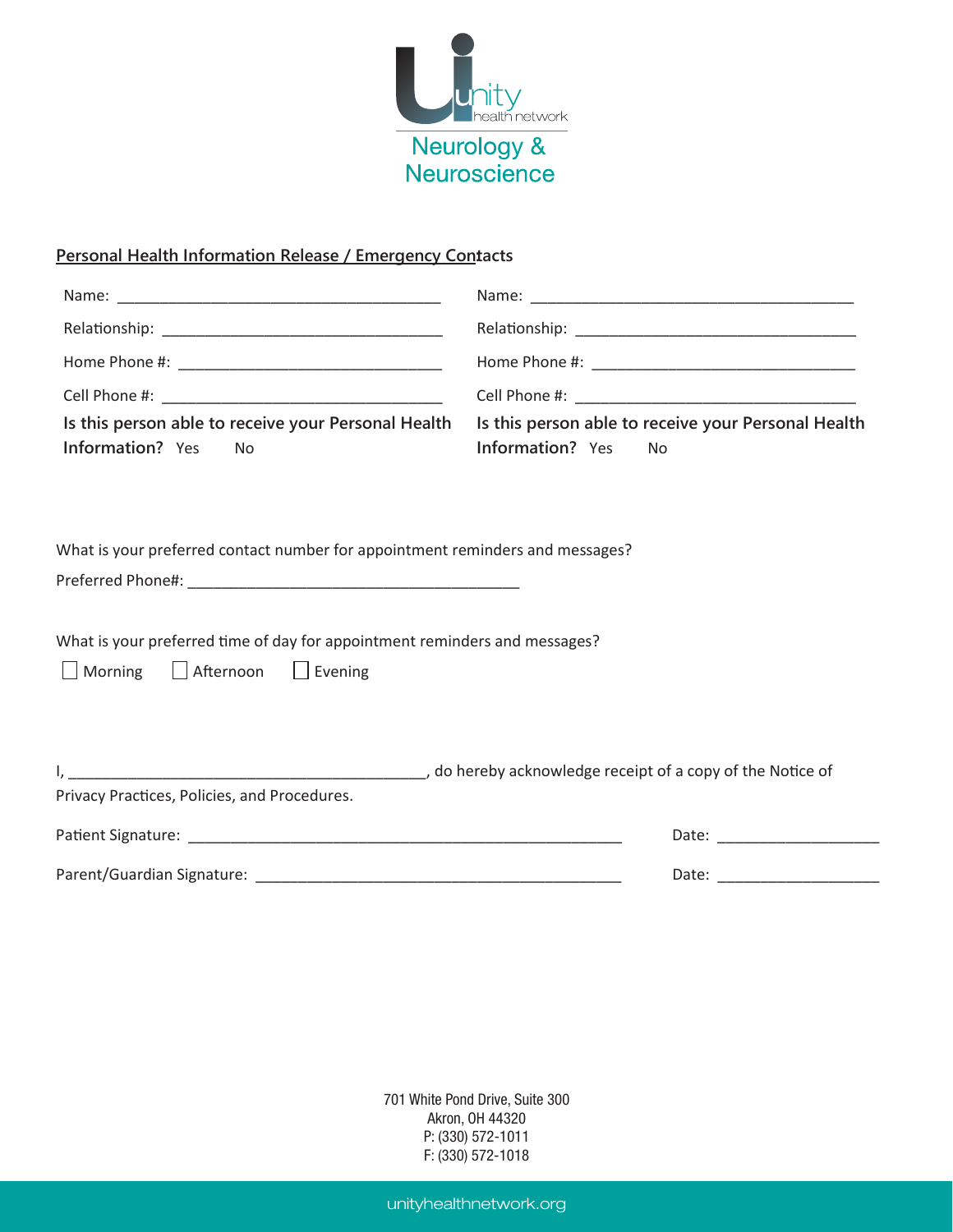unity health network

Neurology & Neuroscience

## Personal Health Information Release / Emergency Contacts

Name: ______________________________________

Relationship: ________________________________

Home Phone #: _______________________________

Cell Phone #: ________________________________

**Is this person able to receive your Personal Health Information?** Yes No

Name: ______________________________________

Relationship: ________________________________

Home Phone #: _______________________________

Cell Phone #: ________________________________

**Is this person able to receive your Personal Health Information?** Yes No

What is your preferred contact number for appointment reminders and messages?

Preferred Phone#: _______________________________________

What is your preferred time of day for appointment reminders and messages?

☐ Morning ☐ Afternoon ☐ Evening

I, __________________________________________, do hereby acknowledge receipt of a copy of the Notice of Privacy Practices, Policies, and Procedures.

Patient Signature: ____________________________________________________ Date: ___________________

Parent/Guardian Signature: ____________________________________________ Date: ___________________

701 White Pond Drive, Suite 300
Akron, OH 44320
P: (330) 572-1011
F: (330) 572-1018

unityhealthnetwork.org